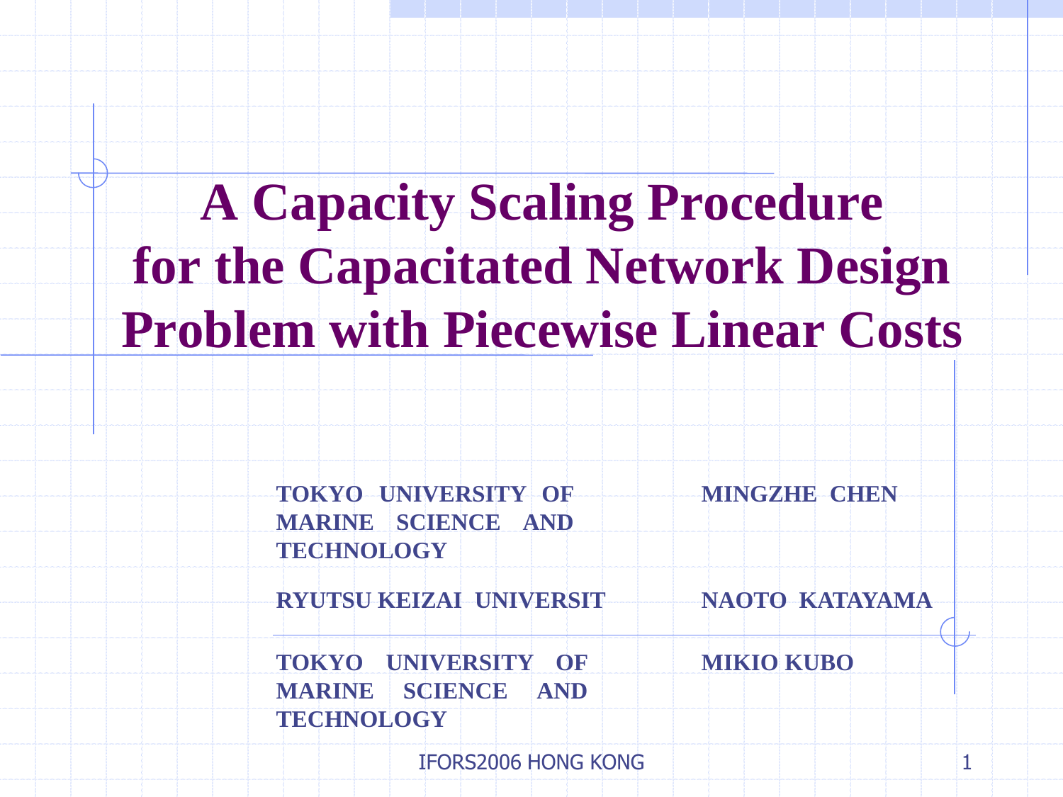# A Capacity Scaling Procedure for the Capacitated Network Design Problem with Piecewise Linear Costs

| | |
|---|---|
| **TOKYO UNIVERSITY OF MARINE SCIENCE AND TECHNOLOGY** | **MINGZHE CHEN** |
| **RYUTSU KEIZAI UNIVERSIT** | **NAOTO KATAYAMA** |
| **TOKYO UNIVERSITY OF MARINE SCIENCE AND TECHNOLOGY** | **MIKIO KUBO** |

IFORS2006 HONG KONG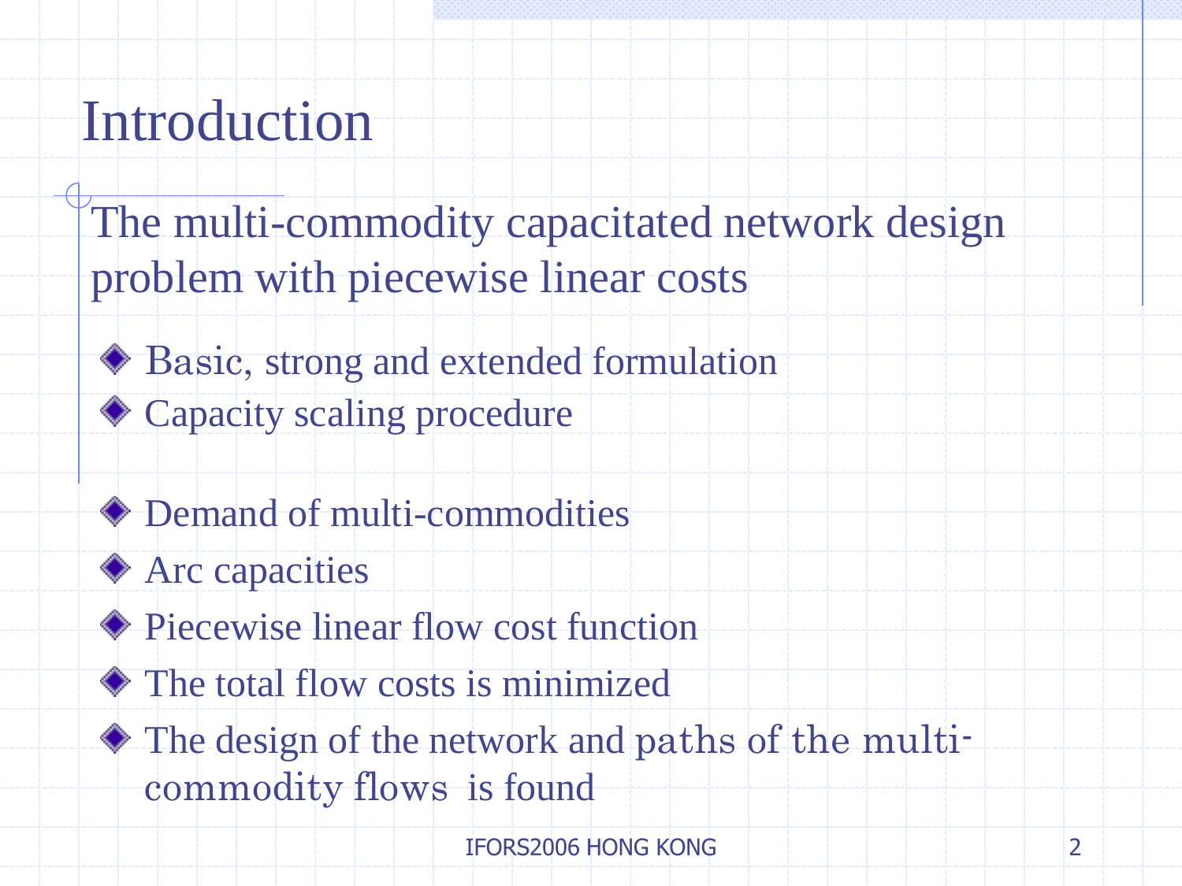# Introduction

The multi-commodity capacitated network design problem with piecewise linear costs

- Basic, strong and extended formulation
- Capacity scaling procedure

- Demand of multi-commodities
- Arc capacities
- Piecewise linear flow cost function
- The total flow costs is minimized
- The design of the network and paths of the multi-commodity flows is found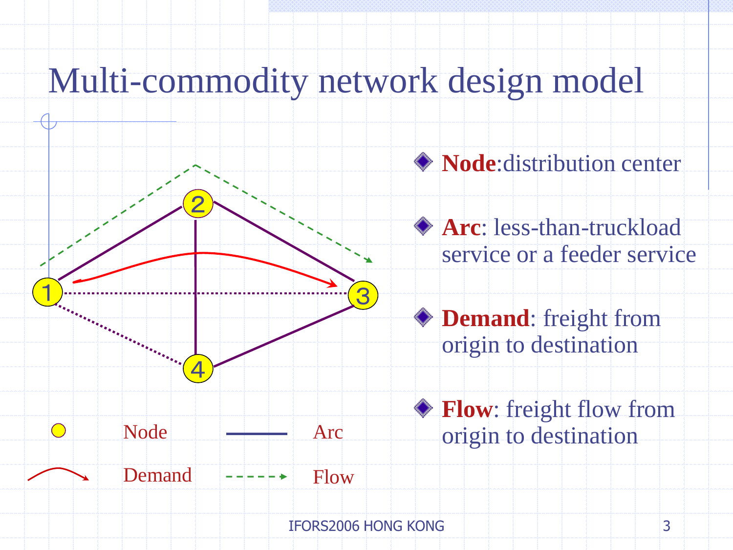# Multi-commodity network design model

- **Node**:distribution center
- **Arc**: less-than-truckload service or a feeder service
- **Demand**: freight from origin to destination
- **Flow**: freight flow from origin to destination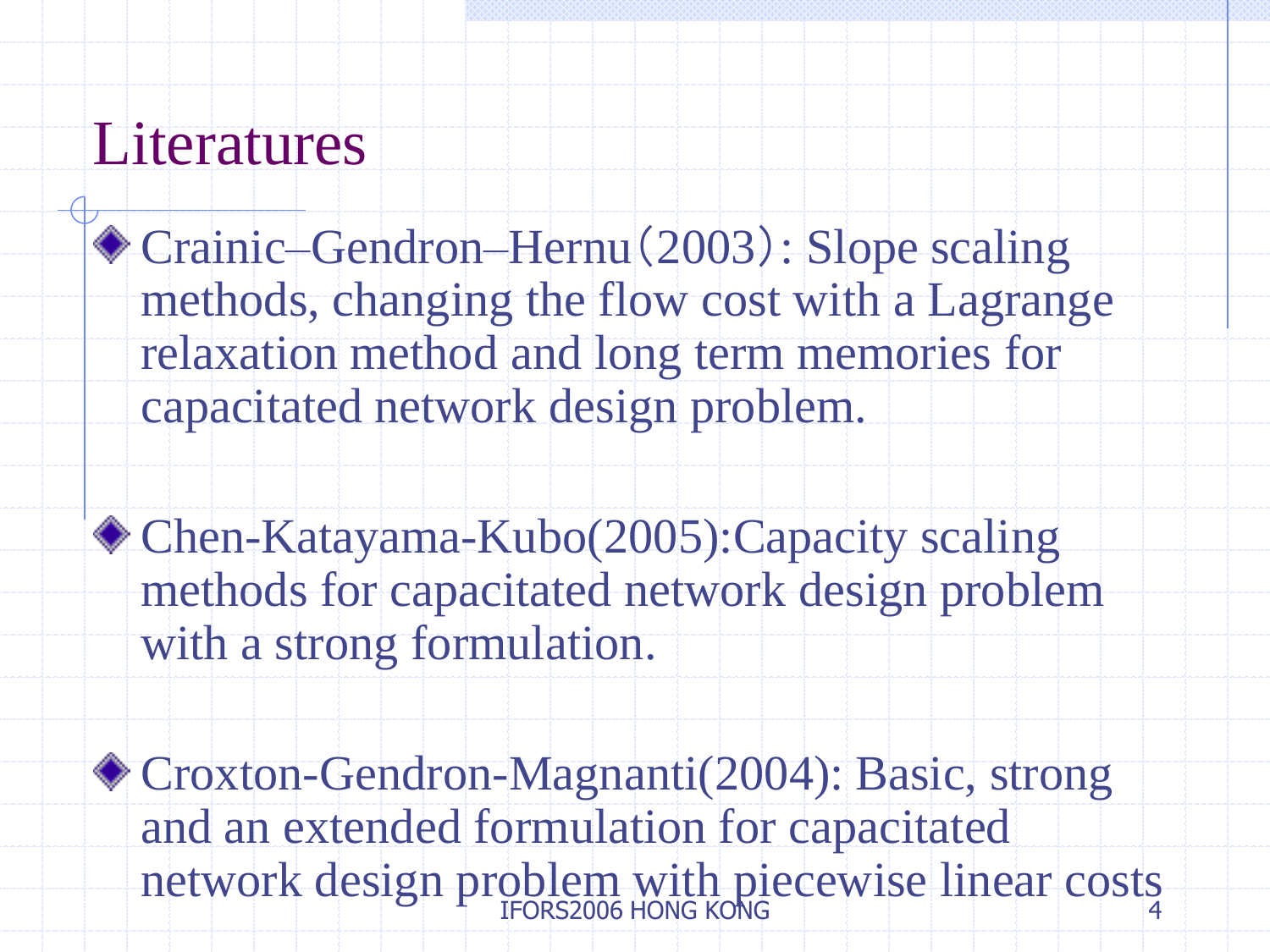# Literatures

- Crainic–Gendron–Hernu（2003）: Slope scaling methods, changing the flow cost with a Lagrange relaxation method and long term memories for capacitated network design problem.

- Chen-Katayama-Kubo(2005):Capacity scaling methods for capacitated network design problem with a strong formulation.

- Croxton-Gendron-Magnanti(2004): Basic, strong and an extended formulation for capacitated network design problem with piecewise linear costs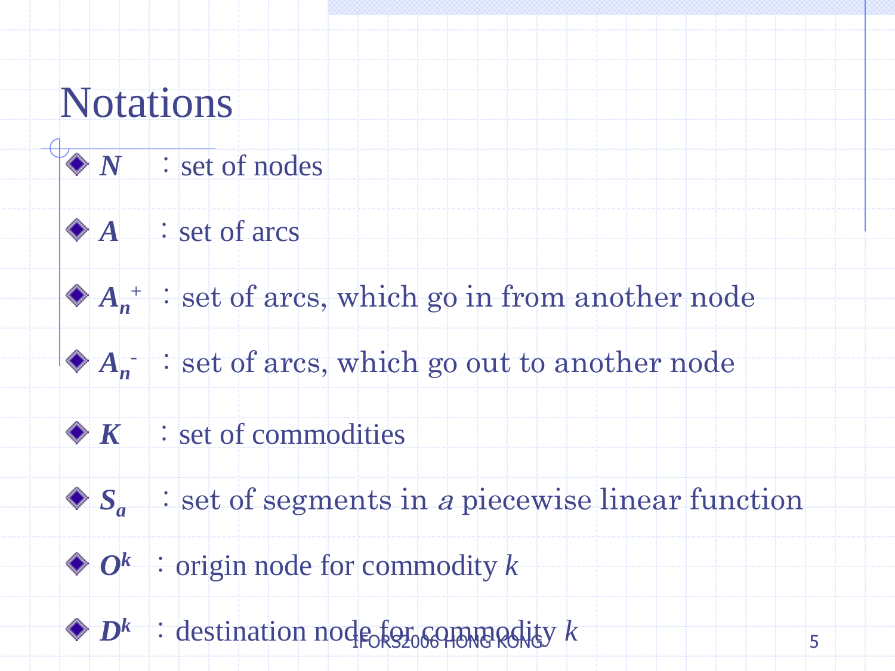# Notations

- $N$ : set of nodes
- $A$ : set of arcs
- $A_n^+$ : set of arcs, which go in from another node
- $A_n^-$ : set of arcs, which go out to another node
- $K$ : set of commodities
- $S_a$ : set of segments in *a* piecewise linear function
- $O^k$ : origin node for commodity $k$
- $D^k$ : destination node for commodity $k$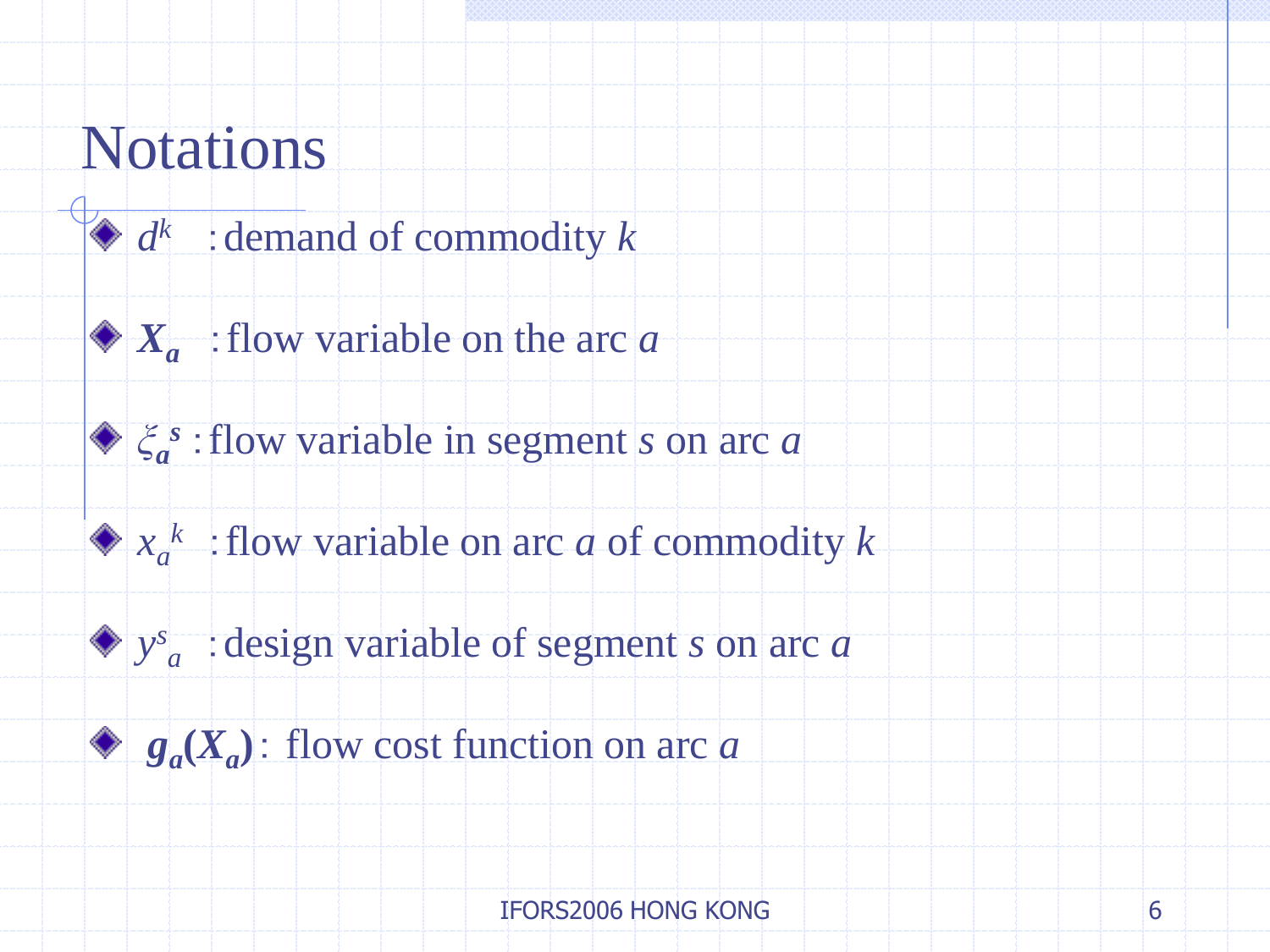# Notations

- $d^k$ : demand of commodity $k$
- $X_a$ : flow variable on the arc $a$
- $\xi_a^s$ : flow variable in segment $s$ on arc $a$
- $x_a^k$ : flow variable on arc $a$ of commodity $k$
- $y_a^s$ : design variable of segment $s$ on arc $a$
- $g_a(X_a)$ : flow cost function on arc $a$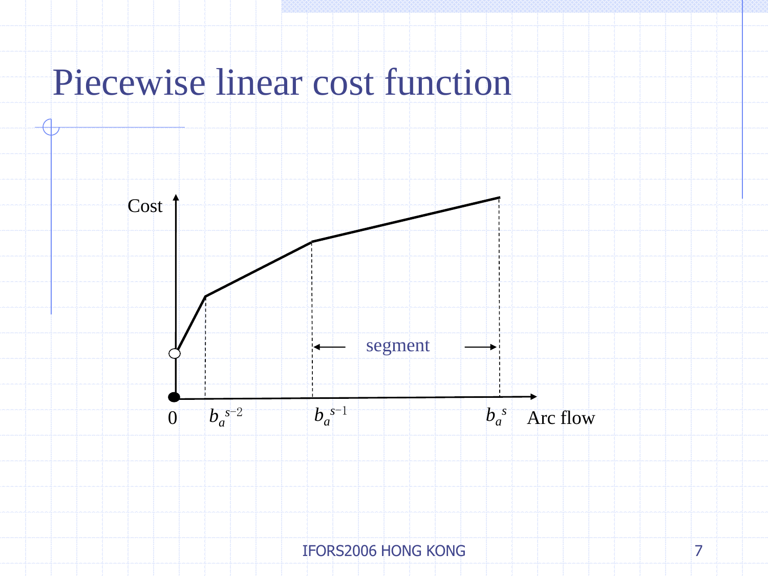# Piecewise linear cost function

Cost

segment

0 $b_a^{s-2}$ $b_a^{s-1}$ $b_a^{s}$ Arc flow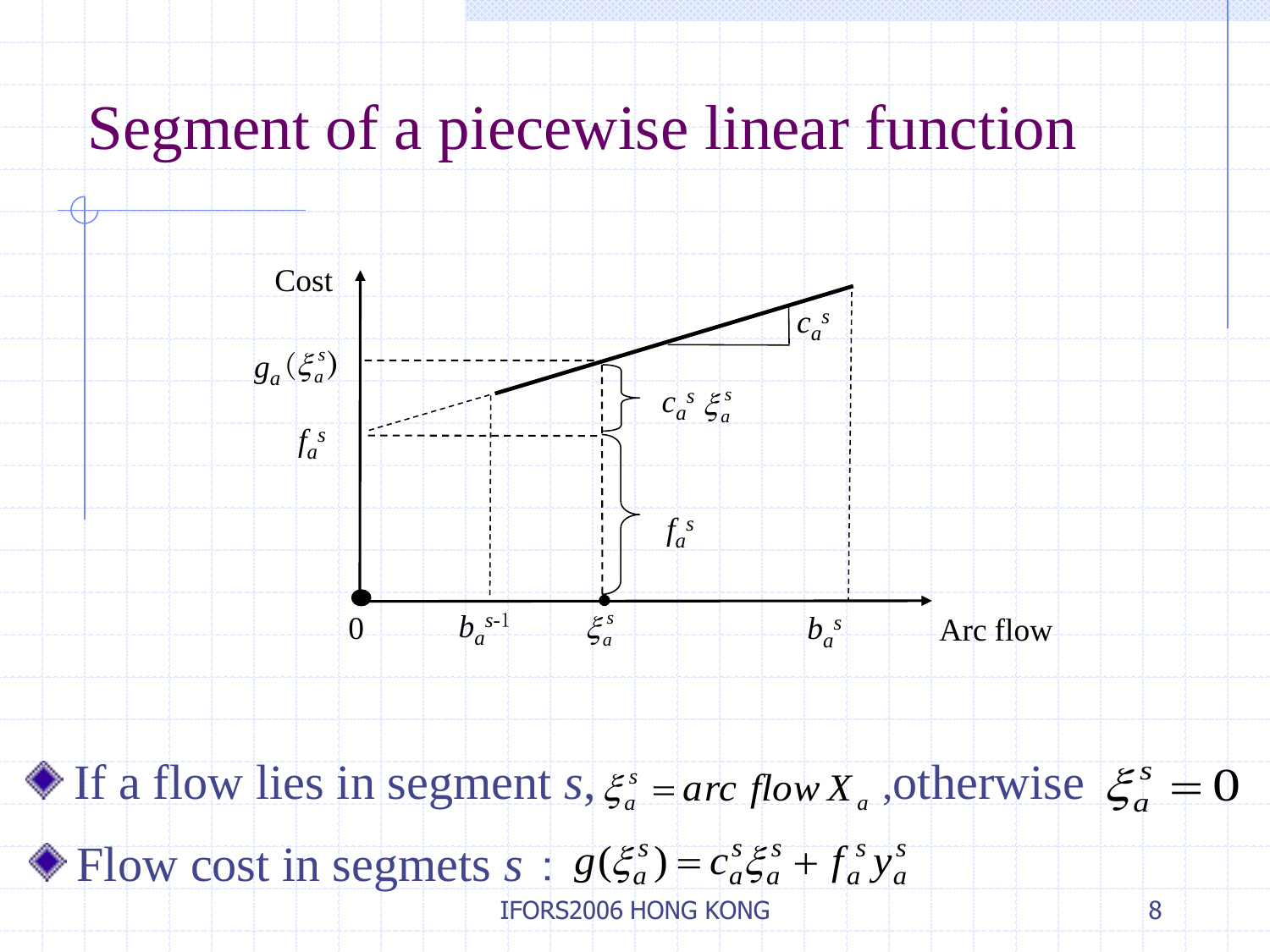# Segment of a piecewise linear function

Cost

$g_a(\xi_a^s)$

$f_a^s$

$c_a^s$

$c_a^s\ \xi_a^s$

$f_a^s$

0 $b_a^{s\text{-}1}$ $\xi_a^s$ $b_a^s$ Arc flow

- If a flow lies in segment *s*, $\xi_a^s = arc\ flow\ X_a$ ,otherwise $\xi_a^s = 0$
- Flow cost in segmets *s* : $g(\xi_a^s) = c_a^s \xi_a^s + f_a^s y_a^s$

IFORS2006 HONG KONG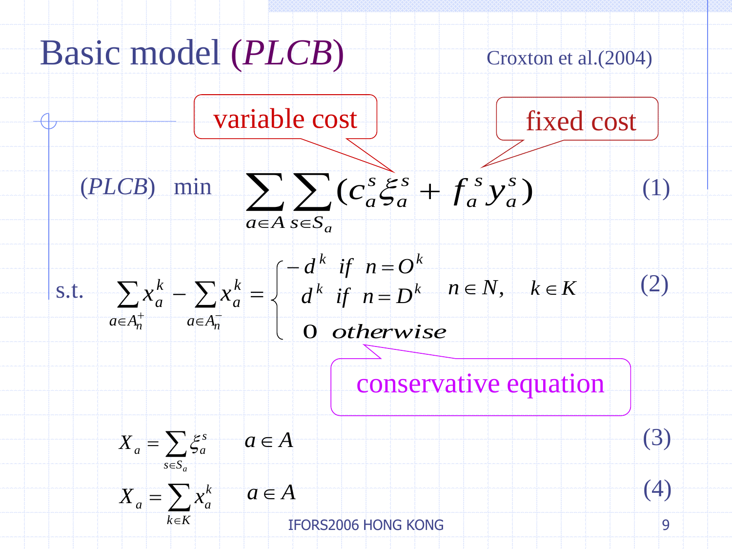# Basic model (*PLCB*)

Croxton et al.(2004)

variable cost

fixed cost

$$(PLCB) \quad \min \sum_{a \in A} \sum_{s \in S_a} (c_a^s \xi_a^s + f_a^s y_a^s) \qquad (1)$$

s.t.

$$\sum_{a \in A_n^+} x_a^k - \sum_{a \in A_n^-} x_a^k = \begin{cases} -d^k & \text{if } n = O^k \\ d^k & \text{if } n = D^k \\ 0 & \text{otherwise} \end{cases} \quad n \in N, \quad k \in K \qquad (2)$$

conservative equation

$$X_a = \sum_{s \in S_a} \xi_a^s \qquad a \in A \qquad (3)$$

$$X_a = \sum_{k \in K} x_a^k \qquad a \in A \qquad (4)$$

IFORS2006 HONG KONG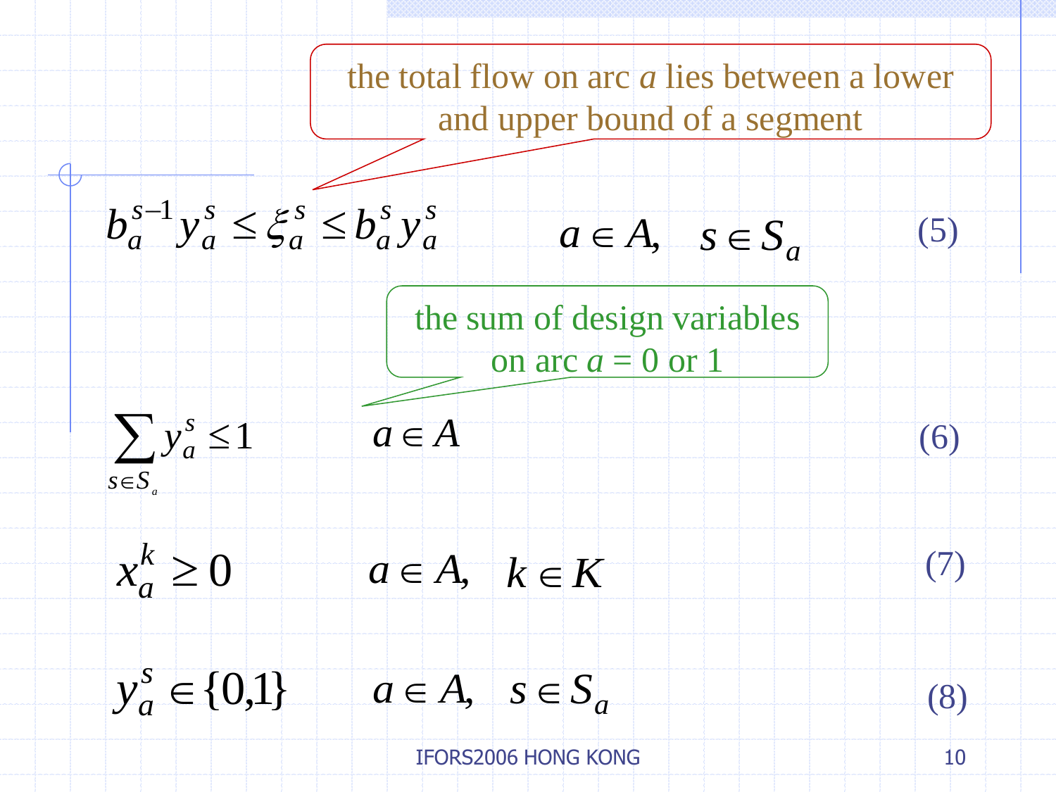the total flow on arc $a$ lies between a lower and upper bound of a segment

$$b_a^{s-1} y_a^s \le \xi_a^s \le b_a^s y_a^s \qquad a \in A, \quad s \in S_a \qquad (5)$$

the sum of design variables on arc $a$ = 0 or 1

$$\sum_{s \in S_a} y_a^s \le 1 \qquad a \in A \qquad (6)$$

$$x_a^k \ge 0 \qquad a \in A, \quad k \in K \qquad (7)$$

$$y_a^s \in \{0,1\} \qquad a \in A, \quad s \in S_a \qquad (8)$$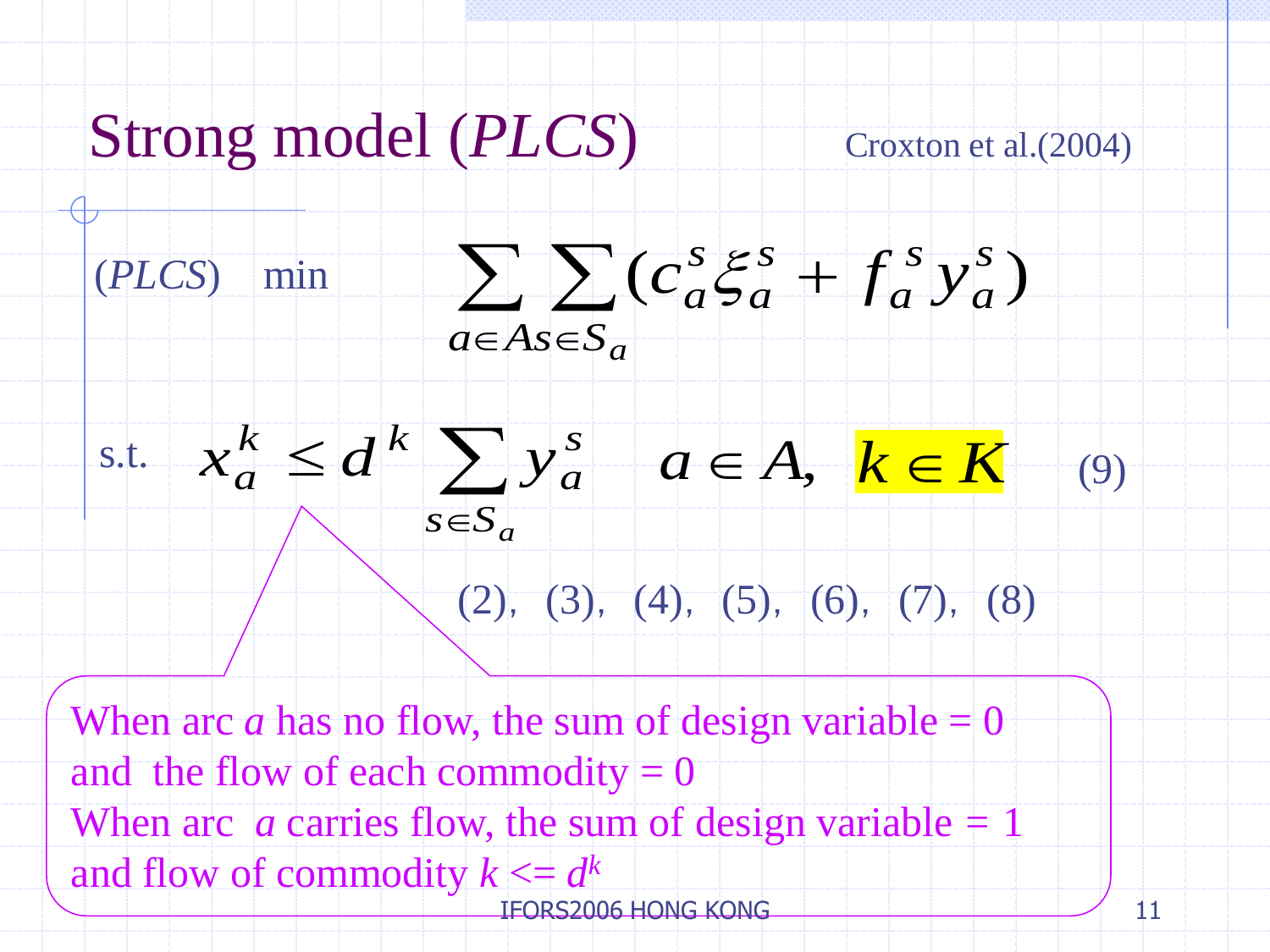# Strong model (*PLCS*)

Croxton et al.(2004)

$$(PLCS) \quad \min \sum_{a \in A} \sum_{s \in S_a} (c_a^s \xi_a^s + f_a^s y_a^s)$$

$$\text{s.t.} \quad x_a^k \le d^k \sum_{s \in S_a} y_a^s \quad a \in A, \ k \in K \quad (9)$$

(2), (3), (4), (5), (6), (7), (8)

When arc *a* has no flow, the sum of design variable = 0 and the flow of each commodity = 0

When arc *a* carries flow, the sum of design variable = 1 and flow of commodity $k$ <= $d^k$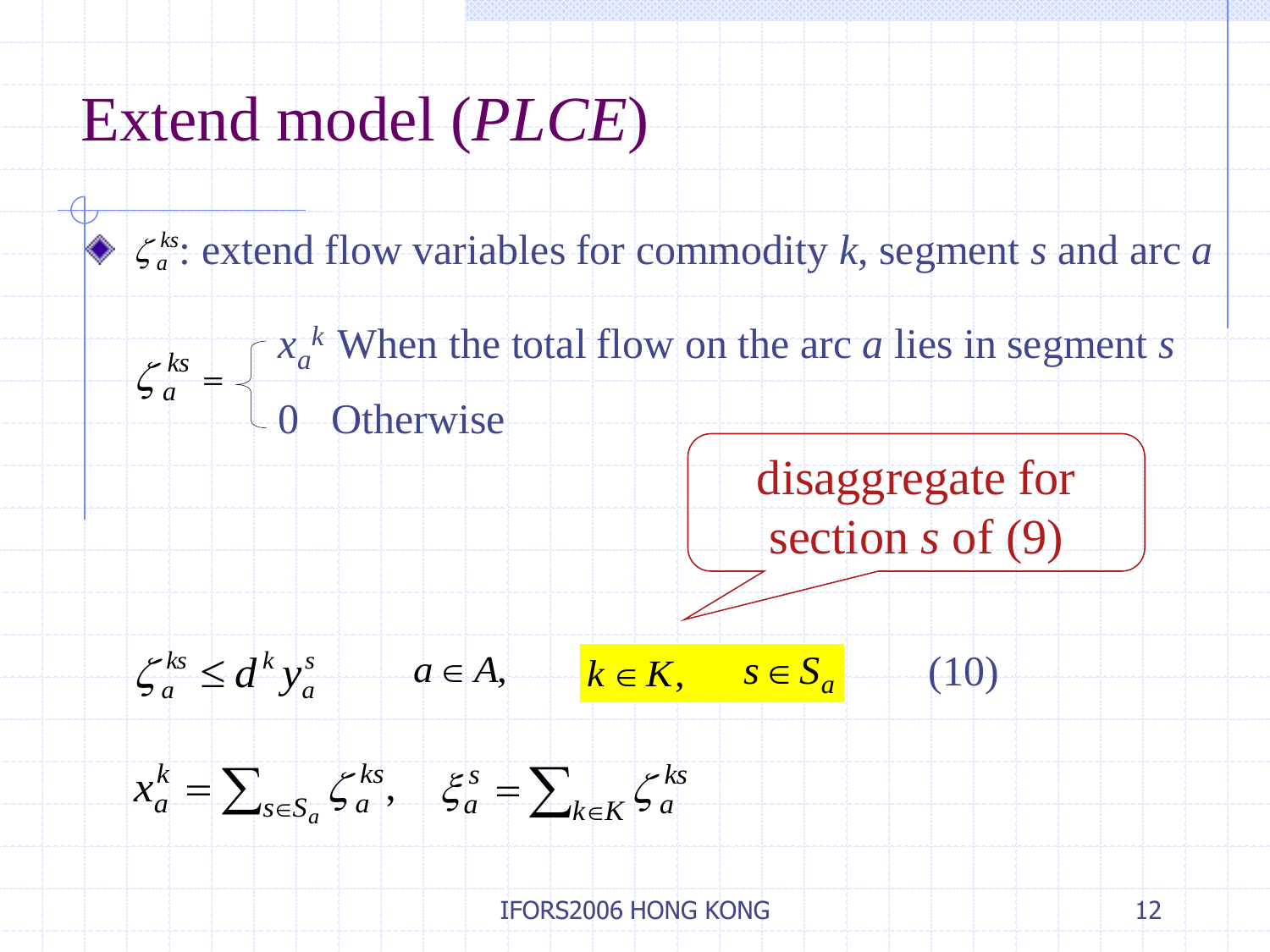# Extend model (*PLCE*)

- $\zeta_a^{ks}$: extend flow variables for commodity $k$, segment $s$ and arc $a$

$$
\zeta_a^{ks} = \begin{cases} x_a^k & \text{When the total flow on the arc } a \text{ lies in segment } s \\ 0 & \text{Otherwise} \end{cases}
$$

disaggregate for section $s$ of (9)

$$
\zeta_a^{ks} \le d^k y_a^s \qquad a \in A, \quad k \in K, \quad s \in S_a \qquad (10)
$$

$$
x_a^k = \sum_{s \in S_a} \zeta_a^{ks}, \quad \xi_a^s = \sum_{k \in K} \zeta_a^{ks}
$$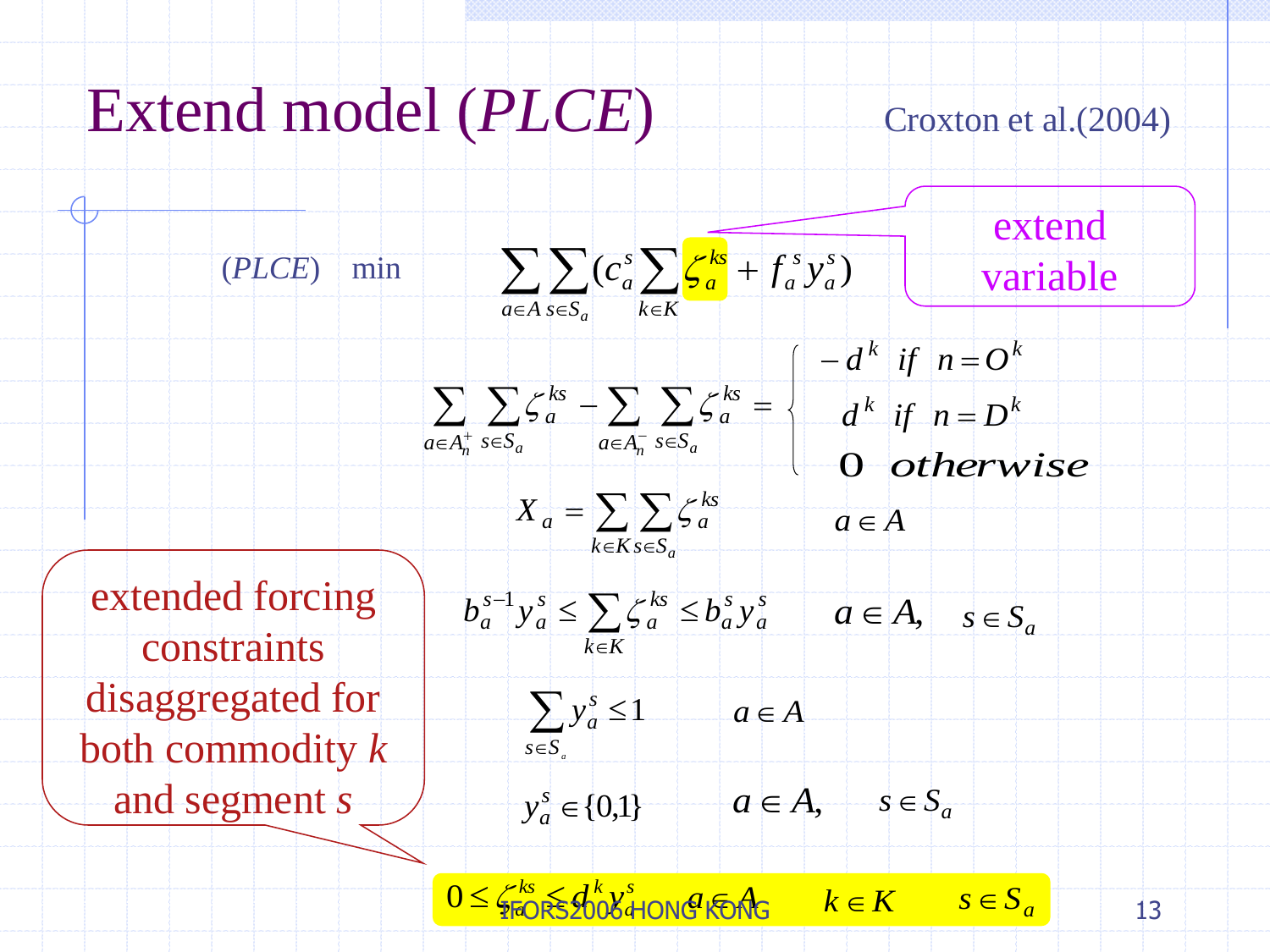# Extend model (*PLCE*)

Croxton et al.(2004)

$$(PLCE) \quad \min \sum_{a \in A} \sum_{s \in S_a} \left( c_a^s \sum_{k \in K} \zeta_a^{ks} + f_a^s y_a^s \right)$$

extend variable

$$\sum_{a \in A_n^+} \sum_{s \in S_a} \zeta_a^{ks} - \sum_{a \in A_n^-} \sum_{s \in S_a} \zeta_a^{ks} = \begin{cases} -d^k & if \;\; n = O^k \\ d^k & if \;\; n = D^k \\ 0 & otherwise \end{cases}$$

$$X_a = \sum_{k \in K} \sum_{s \in S_a} \zeta_a^{ks} \qquad a \in A$$

$$b_a^{s-1} y_a^s \le \sum_{k \in K} \zeta_a^{ks} \le b_a^s y_a^s \qquad a \in A, \quad s \in S_a$$

$$\sum_{s \in S_a} y_a^s \le 1 \qquad a \in A$$

$$y_a^s \in \{0,1\} \qquad a \in A, \quad s \in S_a$$

$$0 \le \zeta_a^{ks} \le d^k y_a^s \qquad a \in A \quad k \in K \quad s \in S_a$$

extended forcing constraints disaggregated for both commodity *k* and segment *s*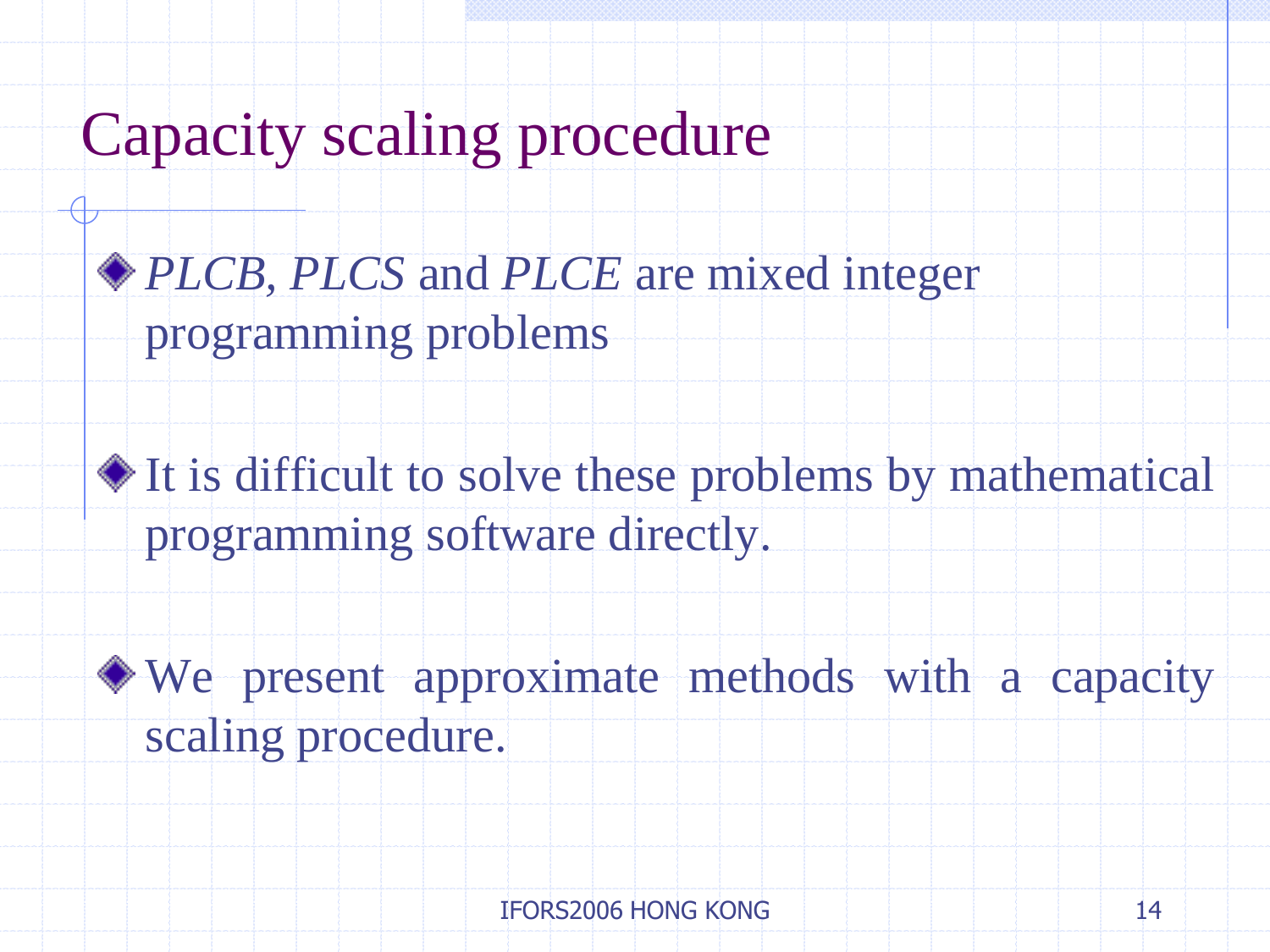# Capacity scaling procedure

- *PLCB*, *PLCS* and *PLCE* are mixed integer programming problems

- It is difficult to solve these problems by mathematical programming software directly.

- We present approximate methods with a capacity scaling procedure.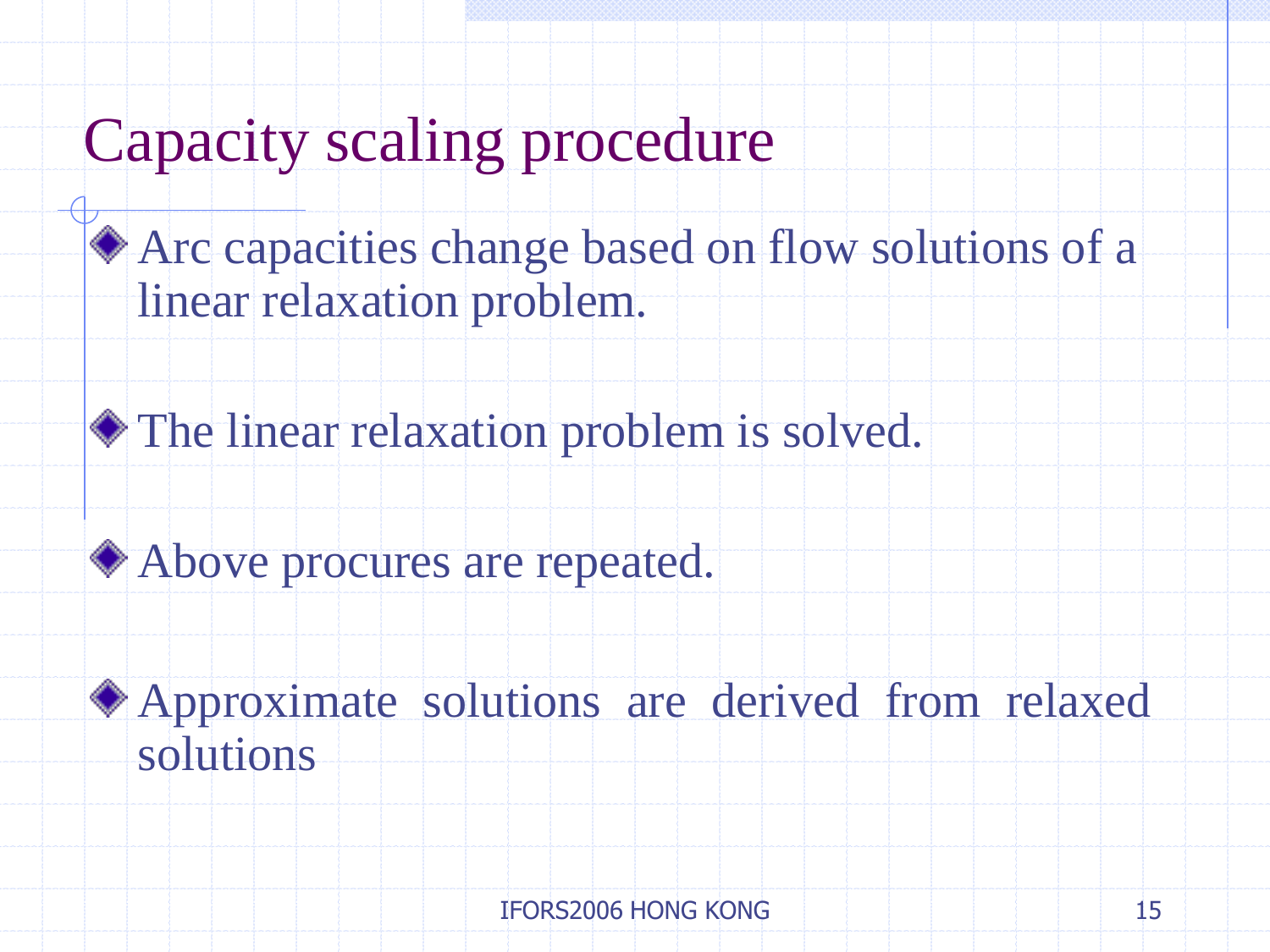# Capacity scaling procedure

- Arc capacities change based on flow solutions of a linear relaxation problem.
- The linear relaxation problem is solved.
- Above procures are repeated.
- Approximate solutions are derived from relaxed solutions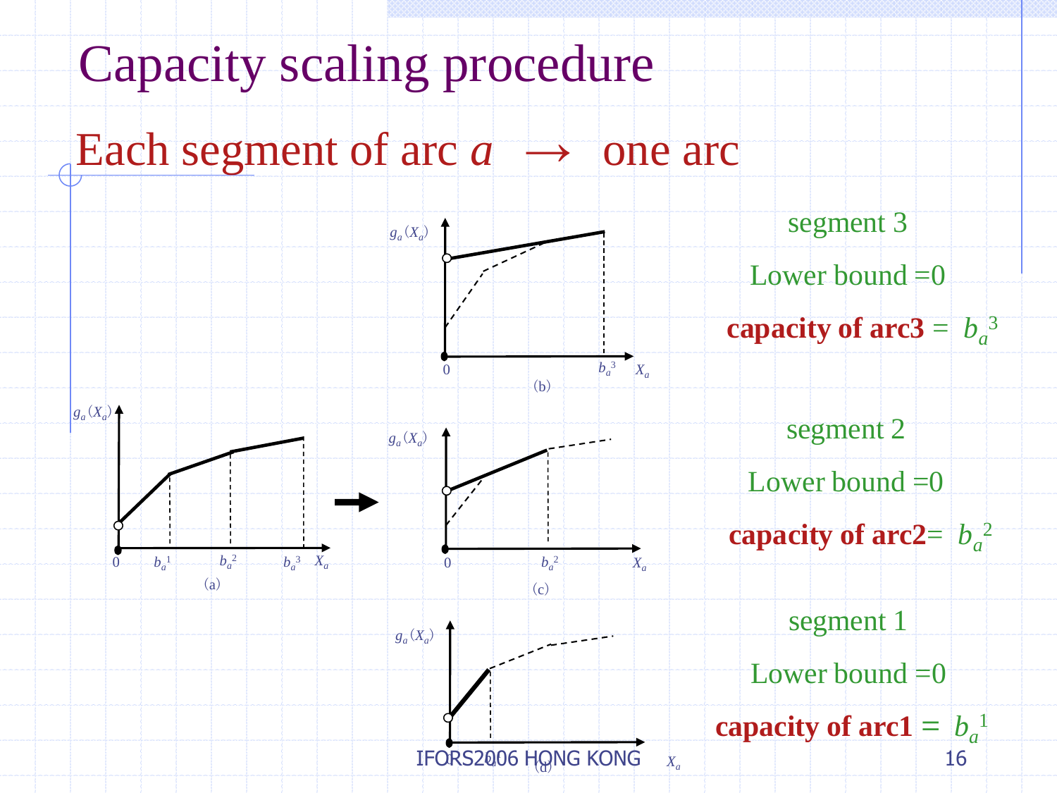# Capacity scaling procedure

## Each segment of arc $a$ $\rightarrow$ one arc

segment 3

Lower bound =0

**capacity of arc3** = $b_a^3$

segment 2

Lower bound =0

**capacity of arc2**= $b_a^2$

segment 1

Lower bound =0

**capacity of arc1** = $b_a^1$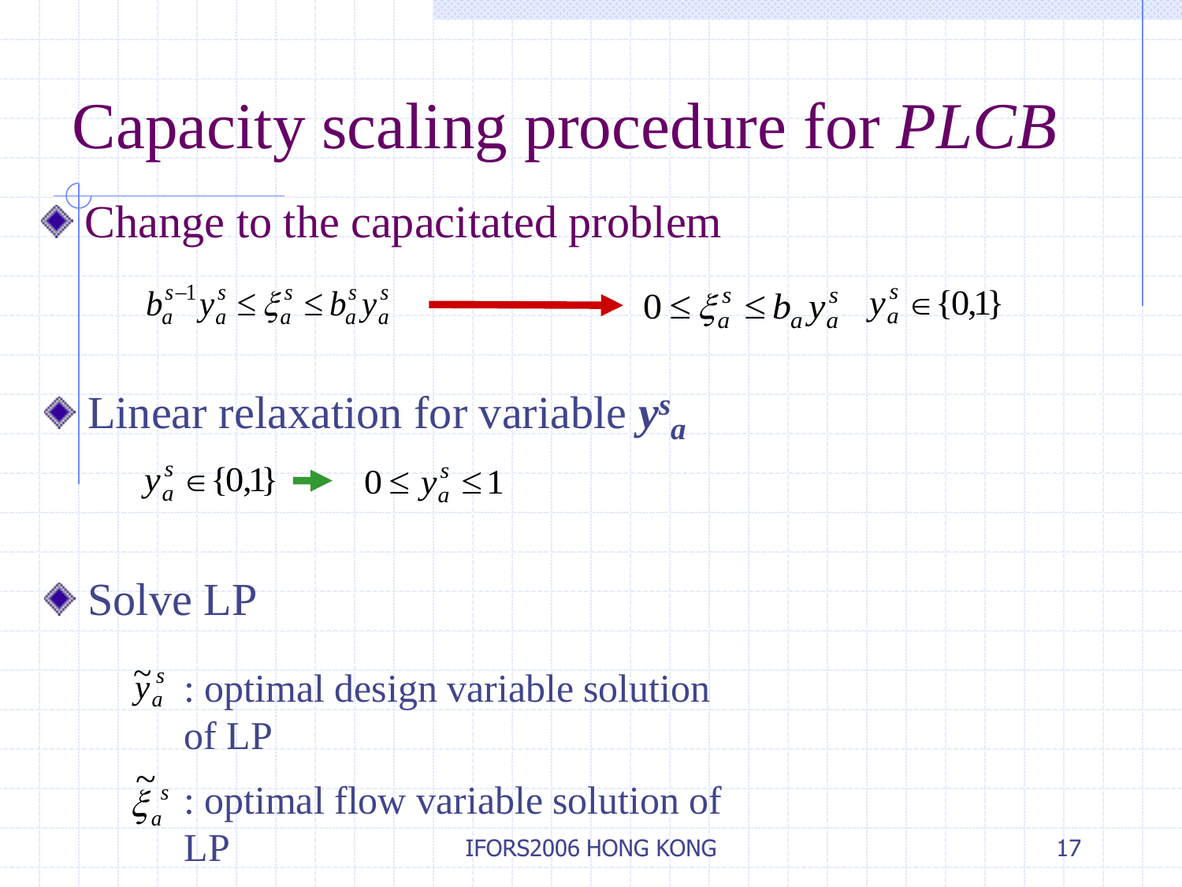# Capacity scaling procedure for *PLCB*

- Change to the capacitated problem

$$b_a^{s-1} y_a^s \le \xi_a^s \le b_a^s y_a^s \longrightarrow 0 \le \xi_a^s \le b_a y_a^s \quad y_a^s \in \{0,1\}$$

- Linear relaxation for variable $\boldsymbol{y^s_a}$

$$y_a^s \in \{0,1\} \rightarrow 0 \le y_a^s \le 1$$

- Solve LP

  $\tilde{y}_a^s$ : optimal design variable solution of LP

  $\tilde{\xi}_a^s$ : optimal flow variable solution of LP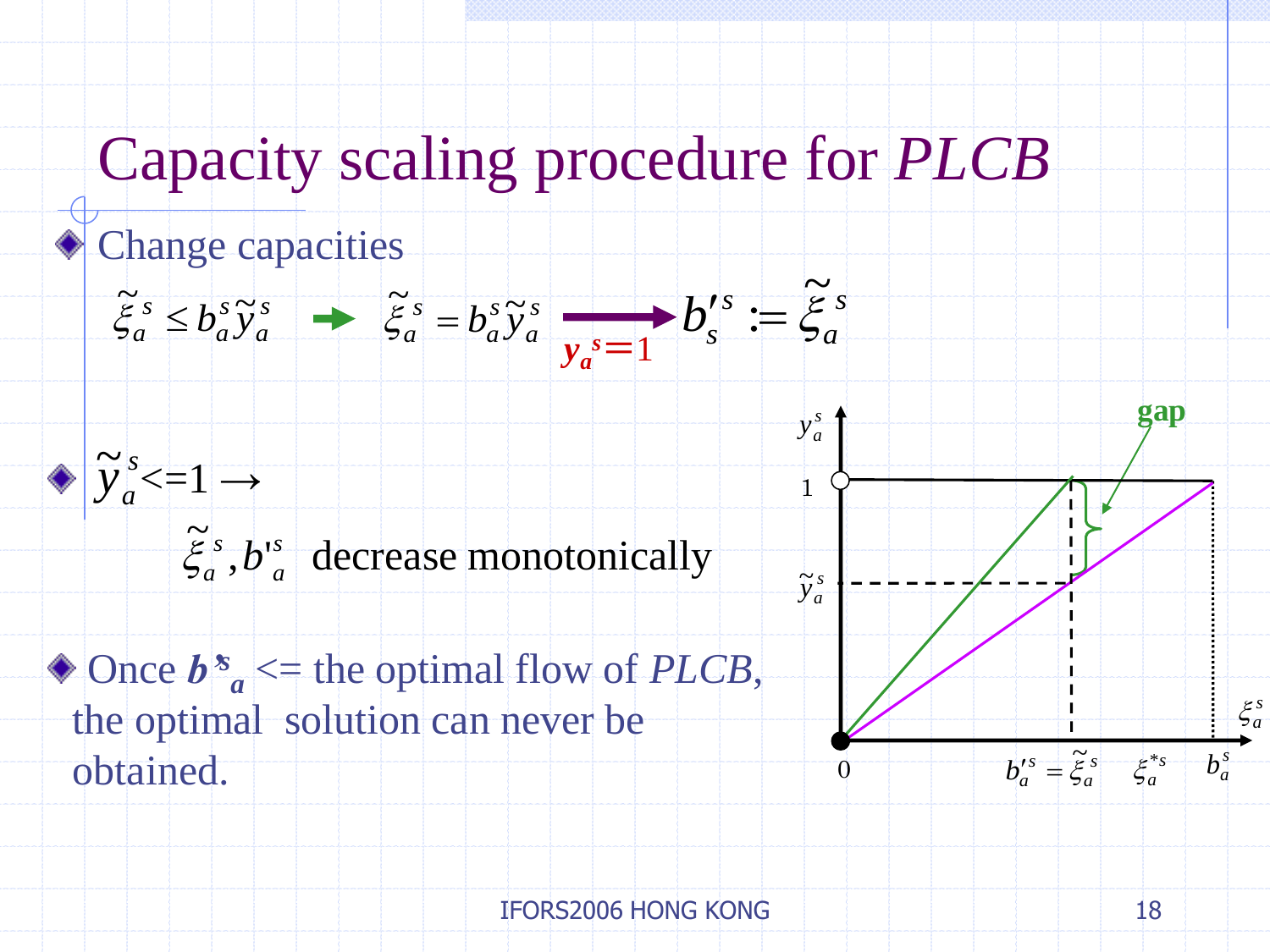# Capacity scaling procedure for *PLCB*

- Change capacities

$$\tilde{\xi}_a^s \le b_a^s \tilde{y}_a^s \;\rightarrow\; \tilde{\xi}_a^s = b_a^s \tilde{y}_a^s \xrightarrow{y_a^s = 1} b_s'^s := \tilde{\xi}_a^s$$

- $\tilde{y}_a^s <= 1 \rightarrow$

  $\tilde{\xi}_a^s, b'^s_a$ decrease monotonically

- Once $b'^s_a$ <= the optimal flow of *PLCB*, the optimal solution can never be obtained.

gap

$y_a^s$, 1, $\tilde{y}_a^s$, 0, $b_a'^s = \tilde{\xi}_a^s$, $\xi_a^{*s}$, $b_a^s$, $\xi_a^s$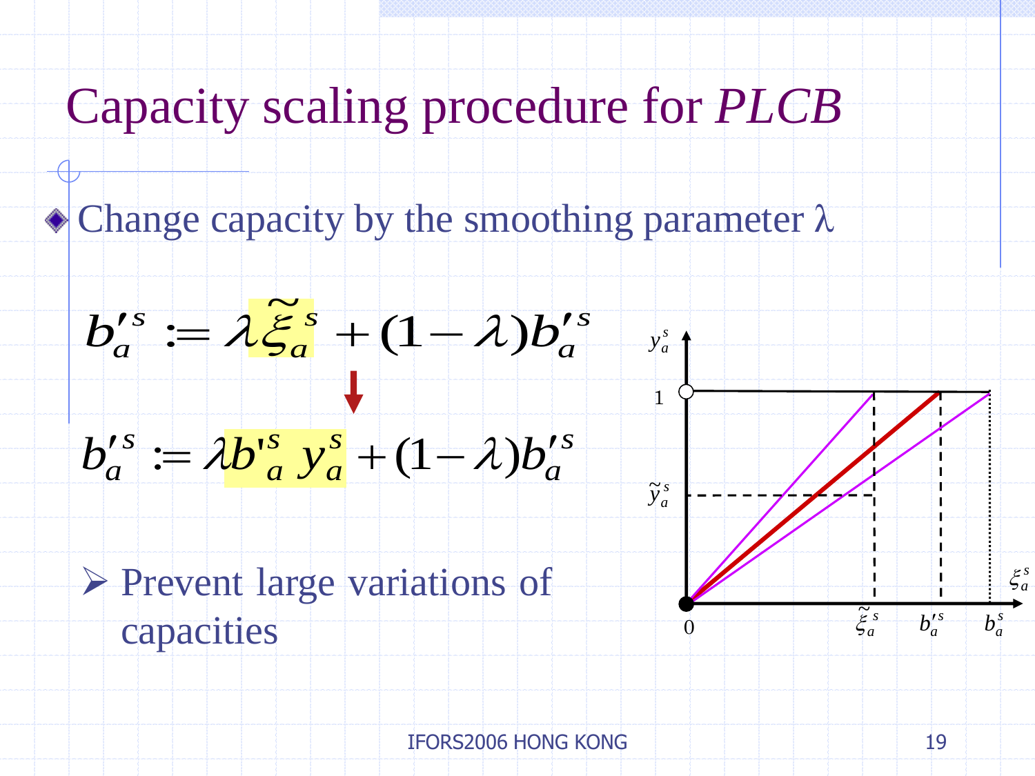# Capacity scaling procedure for *PLCB*

- Change capacity by the smoothing parameter $\lambda$

$$b_a'^s := \lambda \tilde{\xi}_a^s + (1-\lambda) b_a'^s$$

$$\downarrow$$

$$b_a'^s := \lambda b_a'^s \, y_a^s + (1-\lambda) b_a'^s$$

- ➢ Prevent large variations of capacities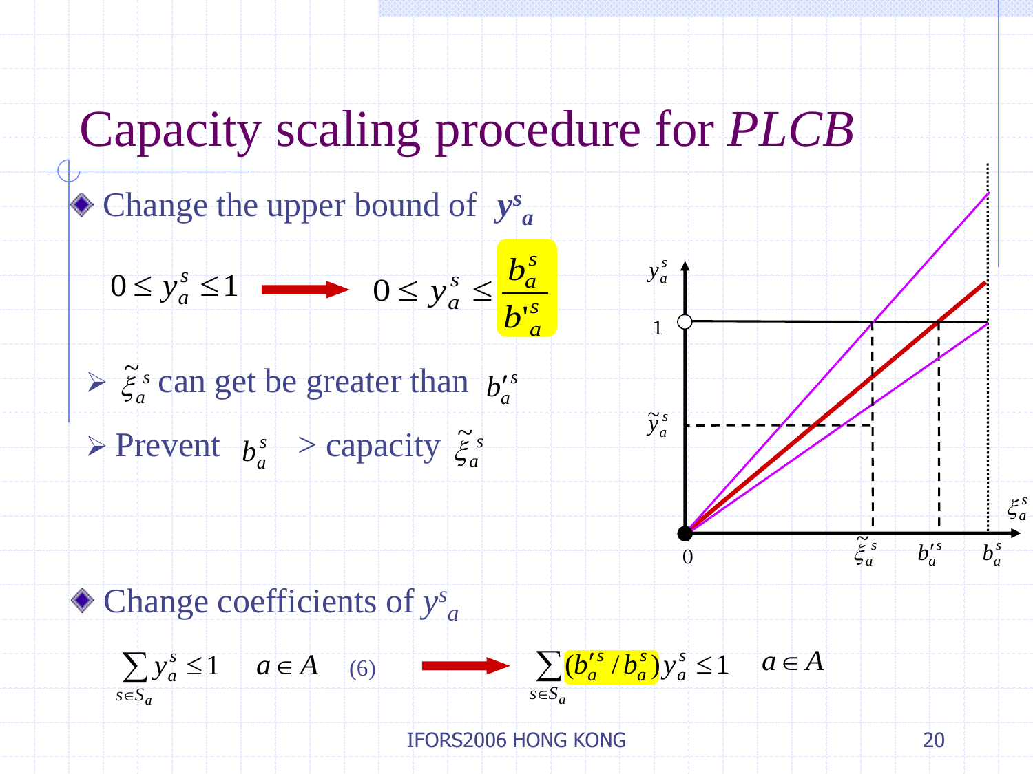# Capacity scaling procedure for *PLCB*

- Change the upper bound of $y^s_a$

$$0 \le y_a^s \le 1 \quad \longrightarrow \quad 0 \le y_a^s \le \frac{b_a^s}{b'^s_a}$$

  - $\tilde{\xi}_a^s$ can get be greater than $b'^s_a$
  - Prevent $b_a^s$ > capacity $\tilde{\xi}_a^s$

- Change coefficients of $y^s_a$

$$\sum_{s \in S_a} y_a^s \le 1 \quad a \in A \quad (6) \quad \longrightarrow \quad \sum_{s \in S_a} (b'^s_a / b^s_a) y_a^s \le 1 \quad a \in A$$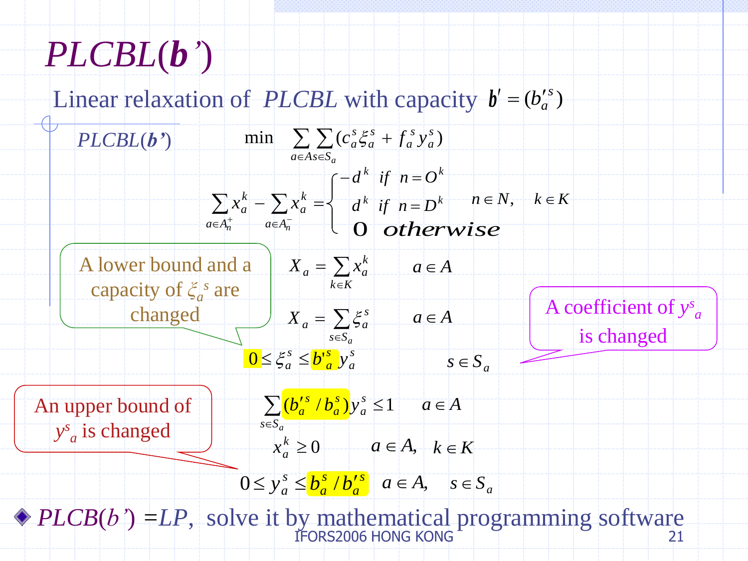# *PLCBL*(*b'*)

Linear relaxation of *PLCBL* with capacity $b' = (b'^s_a)$

*PLCBL*(*b'*)

$$\min \sum_{a \in A} \sum_{s \in S_a} (c^s_a \xi^s_a + f^s_a y^s_a)$$

$$\sum_{a \in A^+_n} x^k_a - \sum_{a \in A^-_n} x^k_a = \begin{cases} -d^k & if \;\; n = O^k \\ d^k & if \;\; n = D^k \\ 0 & otherwise \end{cases} \qquad n \in N, \quad k \in K$$

$$X_a = \sum_{k \in K} x^k_a \qquad a \in A$$

$$X_a = \sum_{s \in S_a} \xi^s_a \qquad a \in A$$

$$0 \le \xi^s_a \le b'^s_a y^s_a \qquad s \in S_a$$

$$\sum_{s \in S_a} (b'^s_a / b^s_a) y^s_a \le 1 \qquad a \in A$$

$$x^k_a \ge 0 \qquad a \in A, \quad k \in K$$

$$0 \le y^s_a \le b^s_a / b'^s_a \quad a \in A, \quad s \in S_a$$

A lower bound and a capacity of $\xi^s_a$ are changed

A coefficient of $y^s_a$ is changed

An upper bound of $y^s_a$ is changed

- *PLCB*(*b'*) =*LP*, solve it by mathematical programming software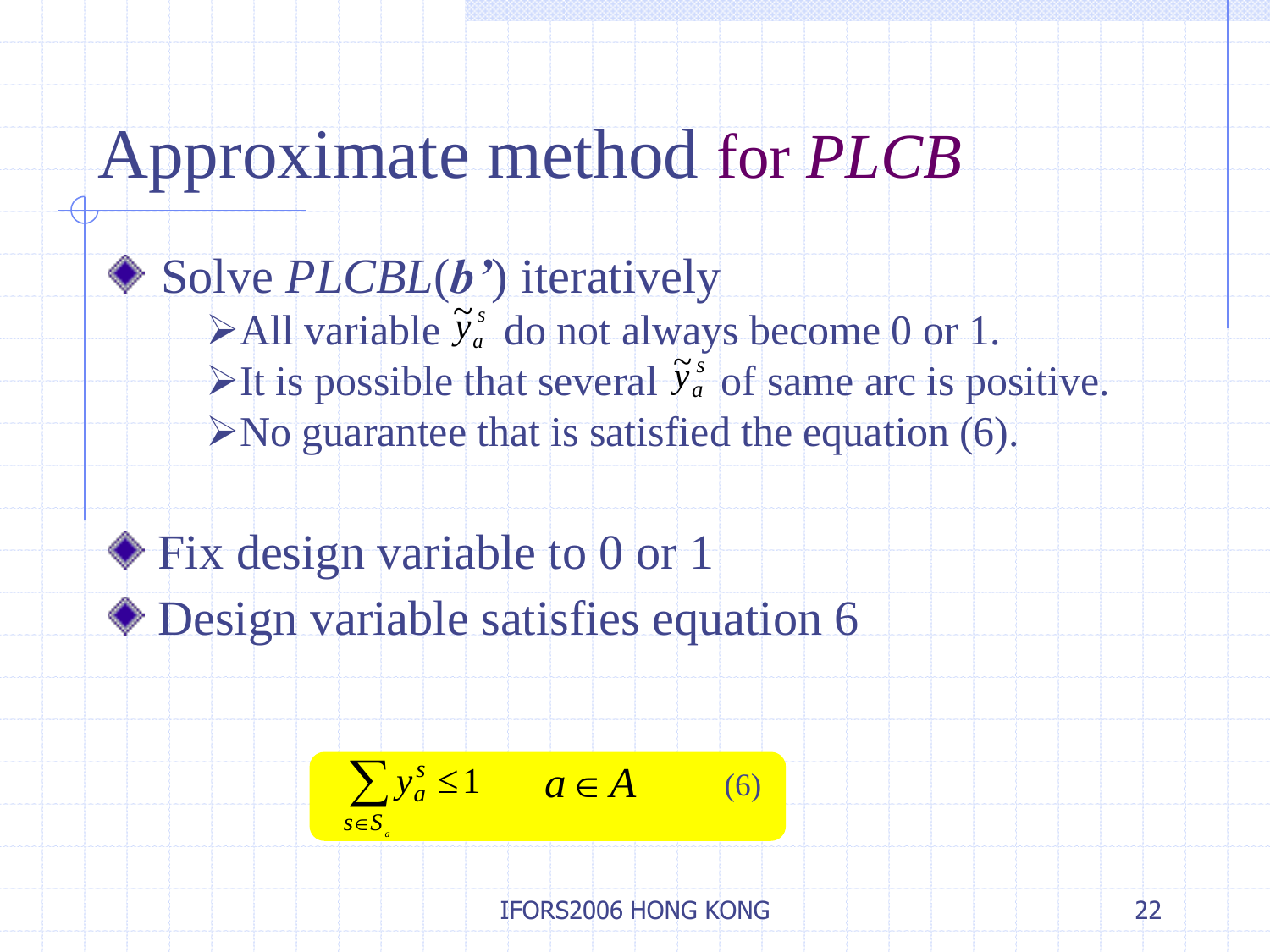# Approximate method for *PLCB*

- Solve *PLCBL*(***b'***) iteratively
  - All variable $\tilde{y}_a^s$ do not always become 0 or 1.
  - It is possible that several $\tilde{y}_a^s$ of same arc is positive.
  - No guarantee that is satisfied the equation (6).

- Fix design variable to 0 or 1
- Design variable satisfies equation 6

$$\sum_{s \in S_a} y_a^s \leq 1 \qquad a \in A \qquad (6)$$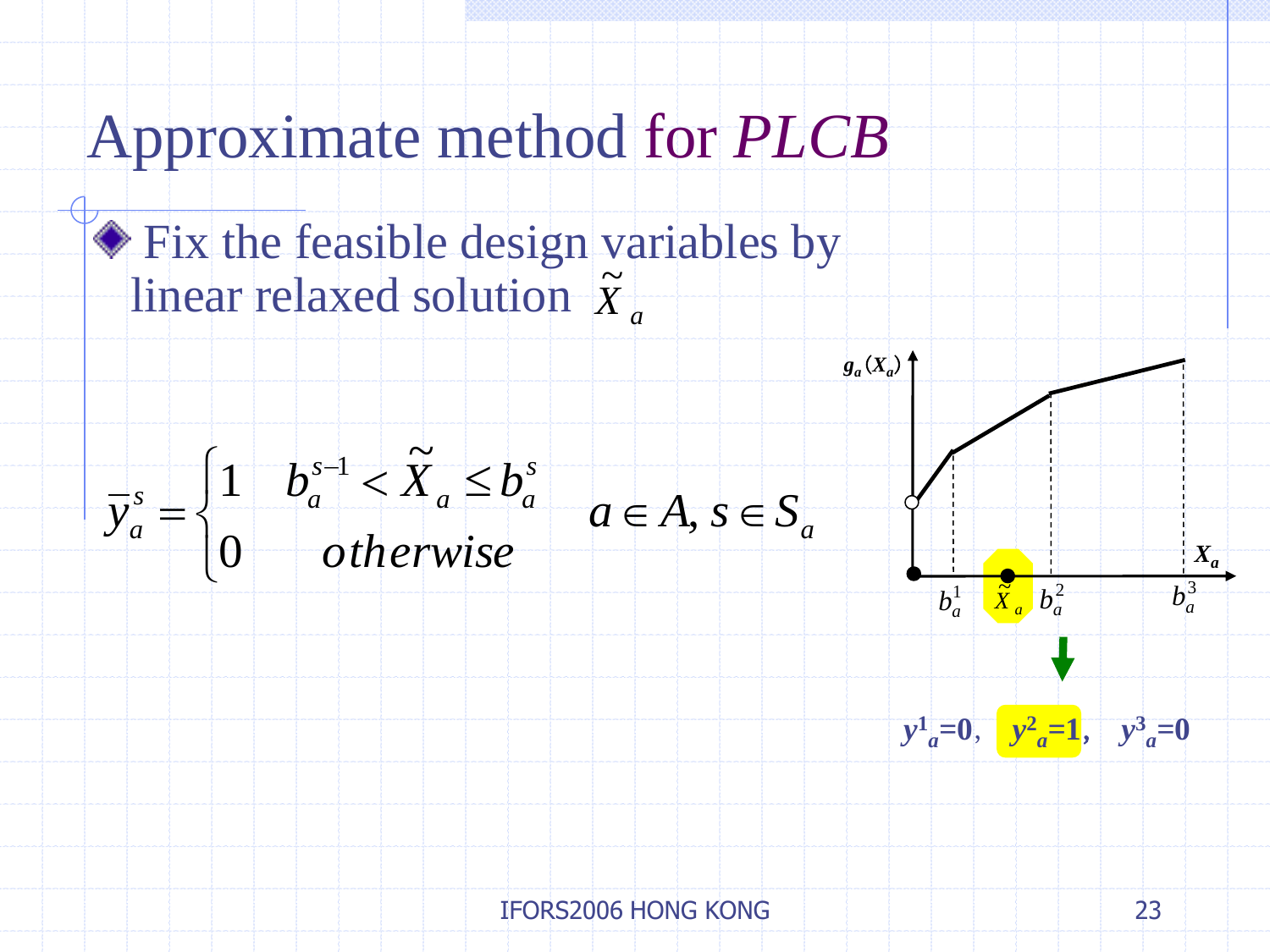# Approximate method for *PLCB*

- Fix the feasible design variables by linear relaxed solution $\tilde{X}_a$

$$\bar{y}_a^s = \begin{cases} 1 & b_a^{s-1} < \tilde{X}_a \leq b_a^s \\ 0 & otherwise \end{cases} \quad a \in A, s \in S_a$$

$g_a(X_a)$

$X_a$

$b_a^1$ $\tilde{X}_a$ $b_a^2$ $b_a^3$

$y^1_a=0$, $y^2_a=1$, $y^3_a=0$

IFORS2006 HONG KONG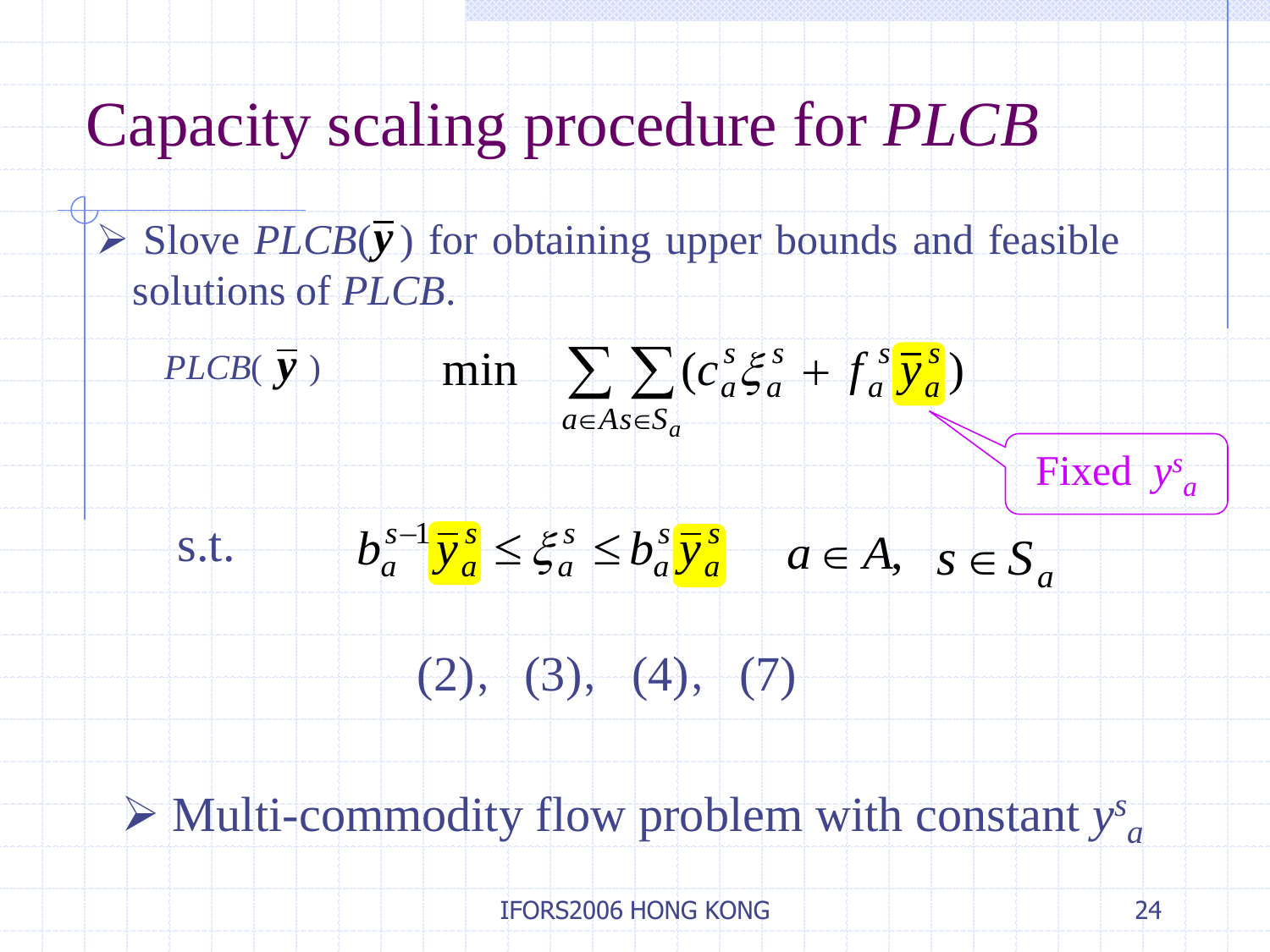# Capacity scaling procedure for *PLCB*

- Slove $PLCB(\bar{y})$ for obtaining upper bounds and feasible solutions of *PLCB*.

$PLCB(\bar{y})$

$$\min \sum_{a \in A} \sum_{s \in S_a} (c_a^s \xi_a^s + f_a^s \bar{y}_a^s)$$

Fixed $y^s_a$

s.t.

$$b_a^{s-1} \bar{y}_a^s \leq \xi_a^s \leq b_a^s \bar{y}_a^s \qquad a \in A, \; s \in S_a$$

$$(2), \; (3), \; (4), \; (7)$$

- Multi-commodity flow problem with constant $y^s_a$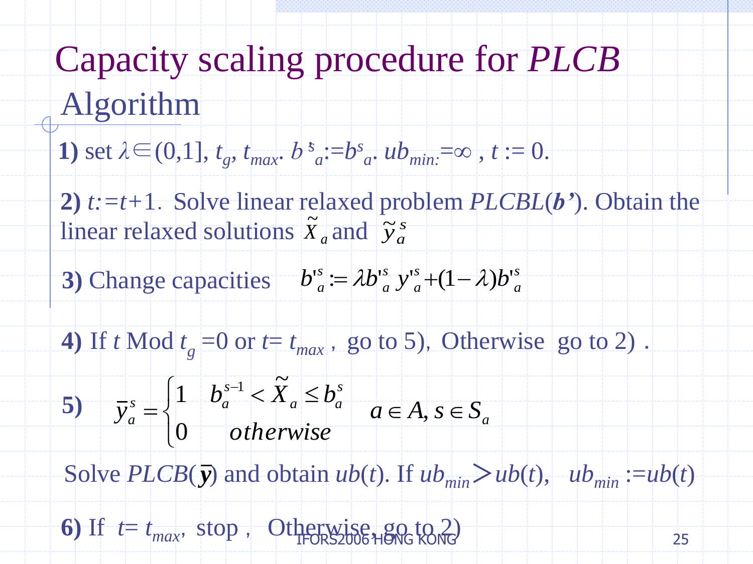# Capacity scaling procedure for *PLCB*

## Algorithm

**1)** set $\lambda \in (0,1]$, $t_g$, $t_{max}$. $b'^s_a := b^s_a$. $ub_{min} := \infty$ , $t := 0$.

**2)** $t := t+1$. Solve linear relaxed problem *PLCBL*(***b'***). Obtain the linear relaxed solutions $\tilde{X}_a$ and $\tilde{y}^s_a$

**3)** Change capacities $b'^s_a := \lambda b'^s_a \, y'^s_a + (1-\lambda) b'^s_a$

**4)** If $t$ Mod $t_g = 0$ or $t = t_{max}$ , go to 5), Otherwise go to 2) .

**5)**

$$\bar{y}^s_a = \begin{cases} 1 & b^{s-1}_a < \tilde{X}_a \le b^s_a \\ 0 & otherwise \end{cases} \quad a \in A, s \in S_a$$

Solve $PLCB(\bar{\boldsymbol{y}})$ and obtain $ub(t)$. If $ub_{min} > ub(t)$, $ub_{min} := ub(t)$

**6)** If $t = t_{max}$, stop , Otherwise, go to 2)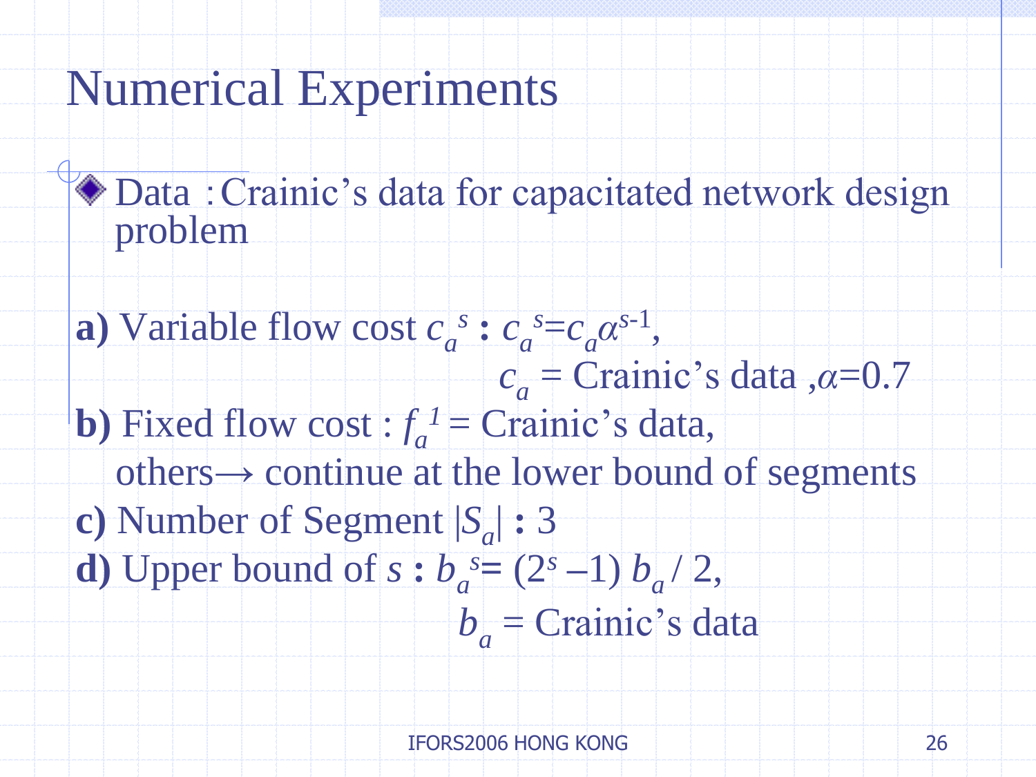# Numerical Experiments

- Data : Crainic's data for capacitated network design problem

**a)** Variable flow cost $c_a^s$ **:** $c_a^s = c_a \alpha^{s-1}$,
$c_a$ = Crainic's data , $\alpha$=0.7

**b)** Fixed flow cost : $f_a^1$ = Crainic's data,
others→ continue at the lower bound of segments

**c)** Number of Segment $|S_a|$ **:** 3

**d)** Upper bound of $s$ **:** $b_a^s = (2^s - 1)\, b_a / 2$,
$b_a$ = Crainic's data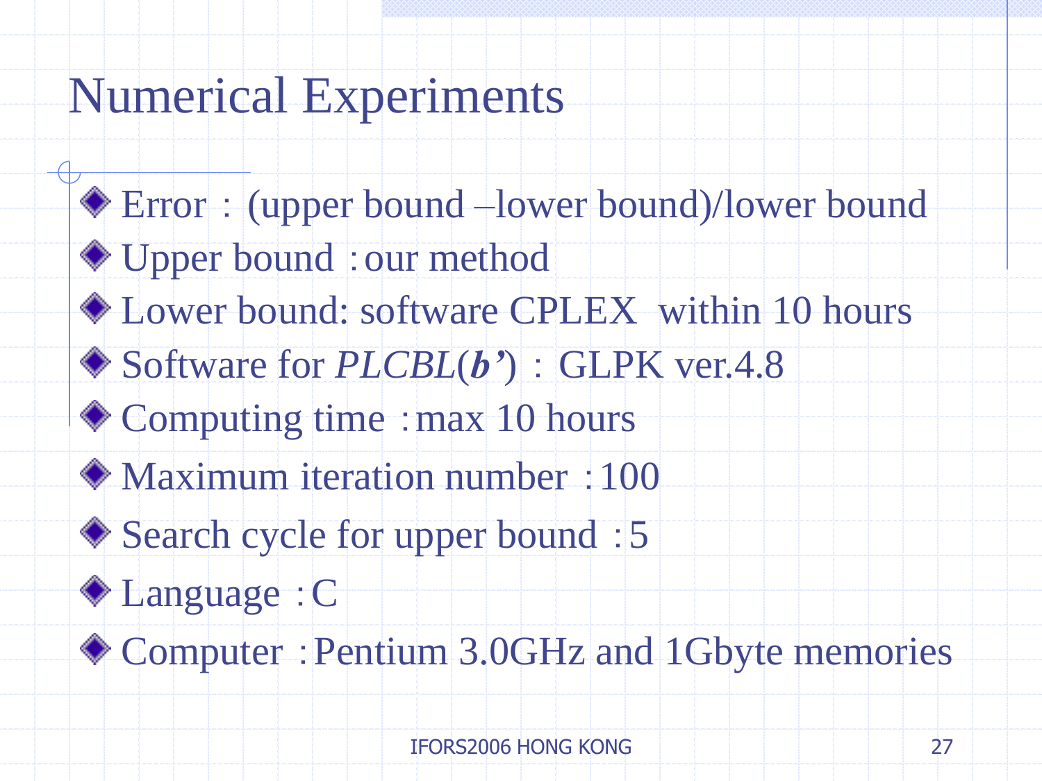# Numerical Experiments

- Error ： (upper bound –lower bound)/lower bound
- Upper bound ：our method
- Lower bound: software CPLEX within 10 hours
- Software for *PLCBL*(***b'***) ： GLPK ver.4.8
- Computing time ：max 10 hours
- Maximum iteration number ：100
- Search cycle for upper bound ：5
- Language ：C
- Computer ：Pentium 3.0GHz and 1Gbyte memories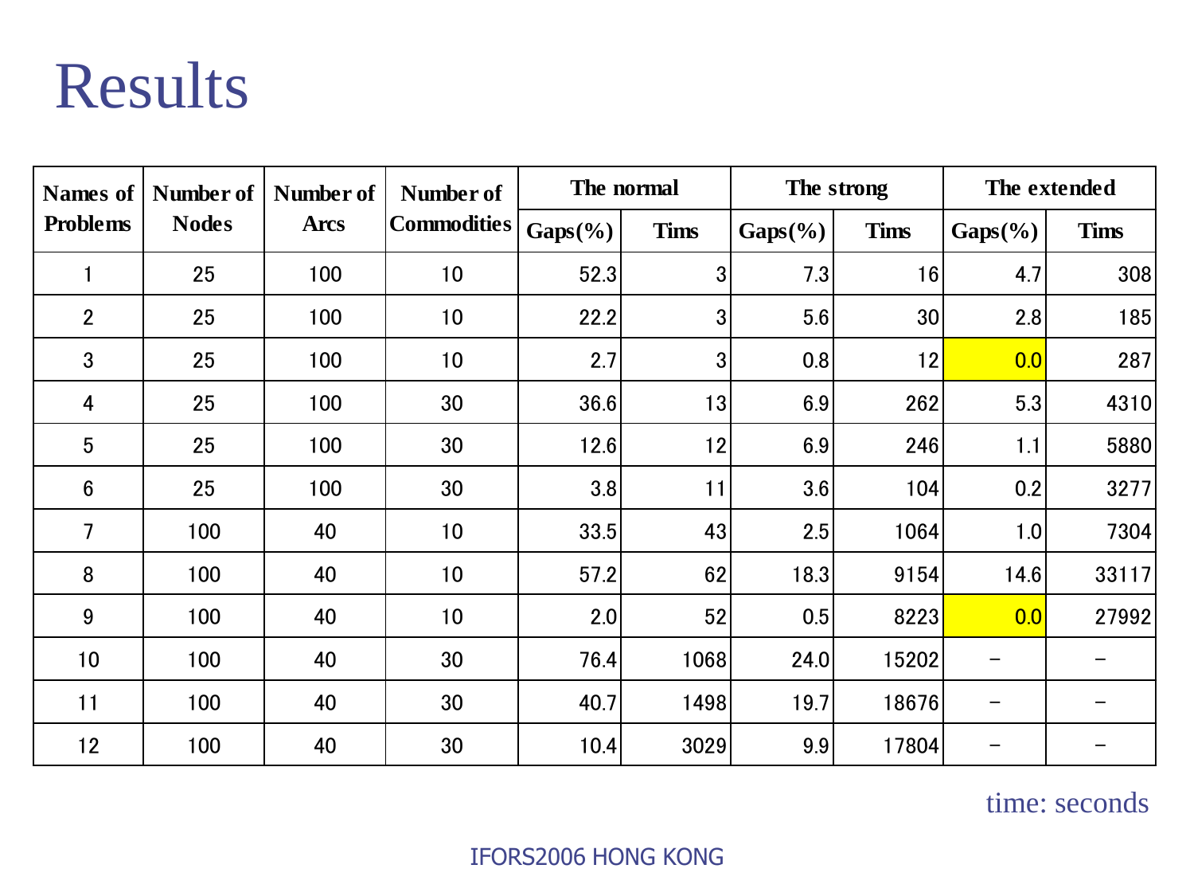# Results

| Names of Problems | Number of Nodes | Number of Arcs | Number of Commodities | The normal | | The strong | | The extended | |
|---|---|---|---|---|---|---|---|---|---|
| | | | | Gaps(%) | Tims | Gaps(%) | Tims | Gaps(%) | Tims |
| 1 | 25 | 100 | 10 | 52.3 | 3 | 7.3 | 16 | 4.7 | 308 |
| 2 | 25 | 100 | 10 | 22.2 | 3 | 5.6 | 30 | 2.8 | 185 |
| 3 | 25 | 100 | 10 | 2.7 | 3 | 0.8 | 12 | 0.0 | 287 |
| 4 | 25 | 100 | 30 | 36.6 | 13 | 6.9 | 262 | 5.3 | 4310 |
| 5 | 25 | 100 | 30 | 12.6 | 12 | 6.9 | 246 | 1.1 | 5880 |
| 6 | 25 | 100 | 30 | 3.8 | 11 | 3.6 | 104 | 0.2 | 3277 |
| 7 | 100 | 40 | 10 | 33.5 | 43 | 2.5 | 1064 | 1.0 | 7304 |
| 8 | 100 | 40 | 10 | 57.2 | 62 | 18.3 | 9154 | 14.6 | 33117 |
| 9 | 100 | 40 | 10 | 2.0 | 52 | 0.5 | 8223 | 0.0 | 27992 |
| 10 | 100 | 40 | 30 | 76.4 | 1068 | 24.0 | 15202 | – | – |
| 11 | 100 | 40 | 30 | 40.7 | 1498 | 19.7 | 18676 | – | – |
| 12 | 100 | 40 | 30 | 10.4 | 3029 | 9.9 | 17804 | – | – |

time: seconds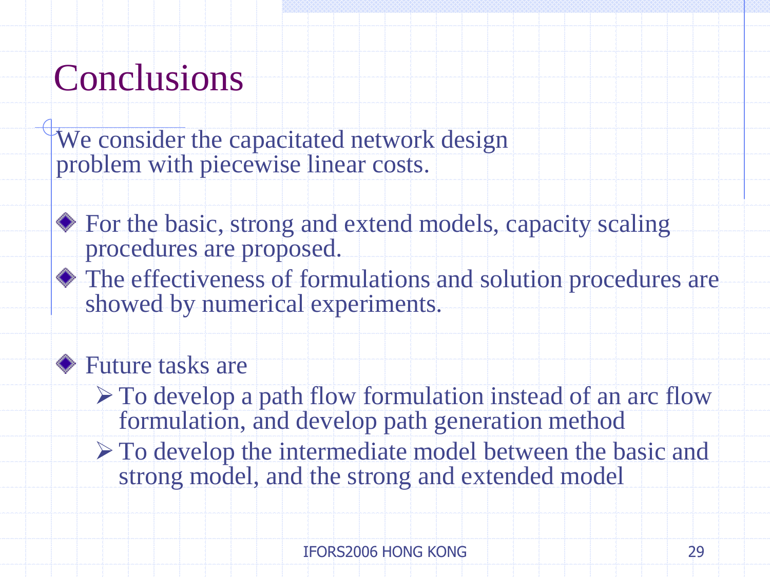# Conclusions

We consider the capacitated network design problem with piecewise linear costs.

- For the basic, strong and extend models, capacity scaling procedures are proposed.
- The effectiveness of formulations and solution procedures are showed by numerical experiments.

- Future tasks are
  - To develop a path flow formulation instead of an arc flow formulation, and develop path generation method
  - To develop the intermediate model between the basic and strong model, and the strong and extended model